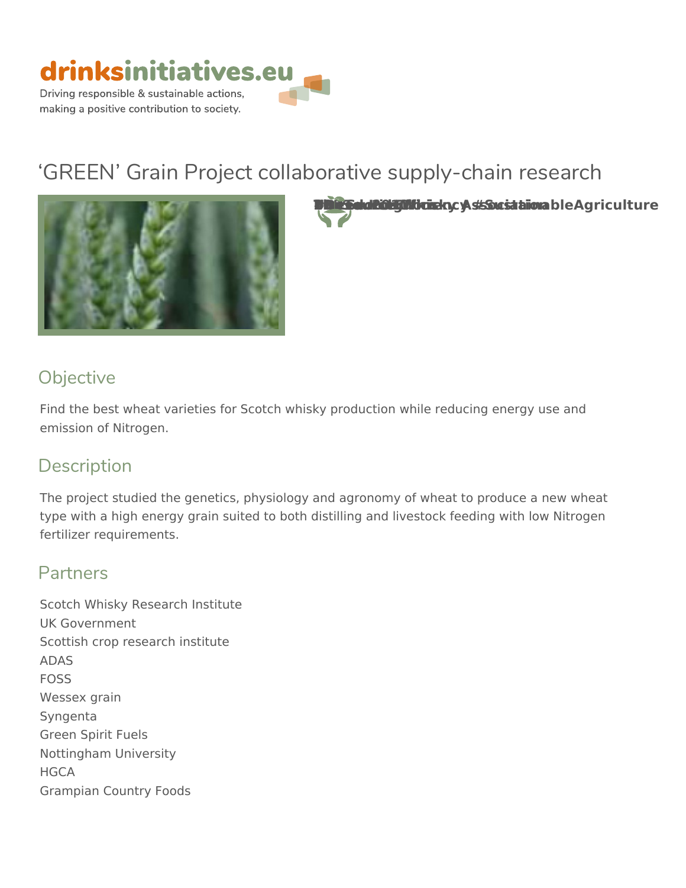drinksinitiatives.eu

Driving responsible & sustainable actions, making a positive contribution to society.

# ‘GREEN’ Grain Project collaborative supply-chain research

**The Scotch Whisky Association #SustainableAgriculture**

## Objective

Find the best wheat varieties for Scotch whisky production while reducing energy use and emission of Nitrogen.

## Description

The project studied the genetics, physiology and agronomy of wheat to produce a new wheat type with a high energy grain suited to both distilling and livestock feeding with low Nitrogen fertilizer requirements.

## Partners

Scotch Whisky Research Institute
UK Government
Scottish crop research institute
ADAS
FOSS
Wessex grain
Syngenta
Green Spirit Fuels
Nottingham University
HGCA
Grampian Country Foods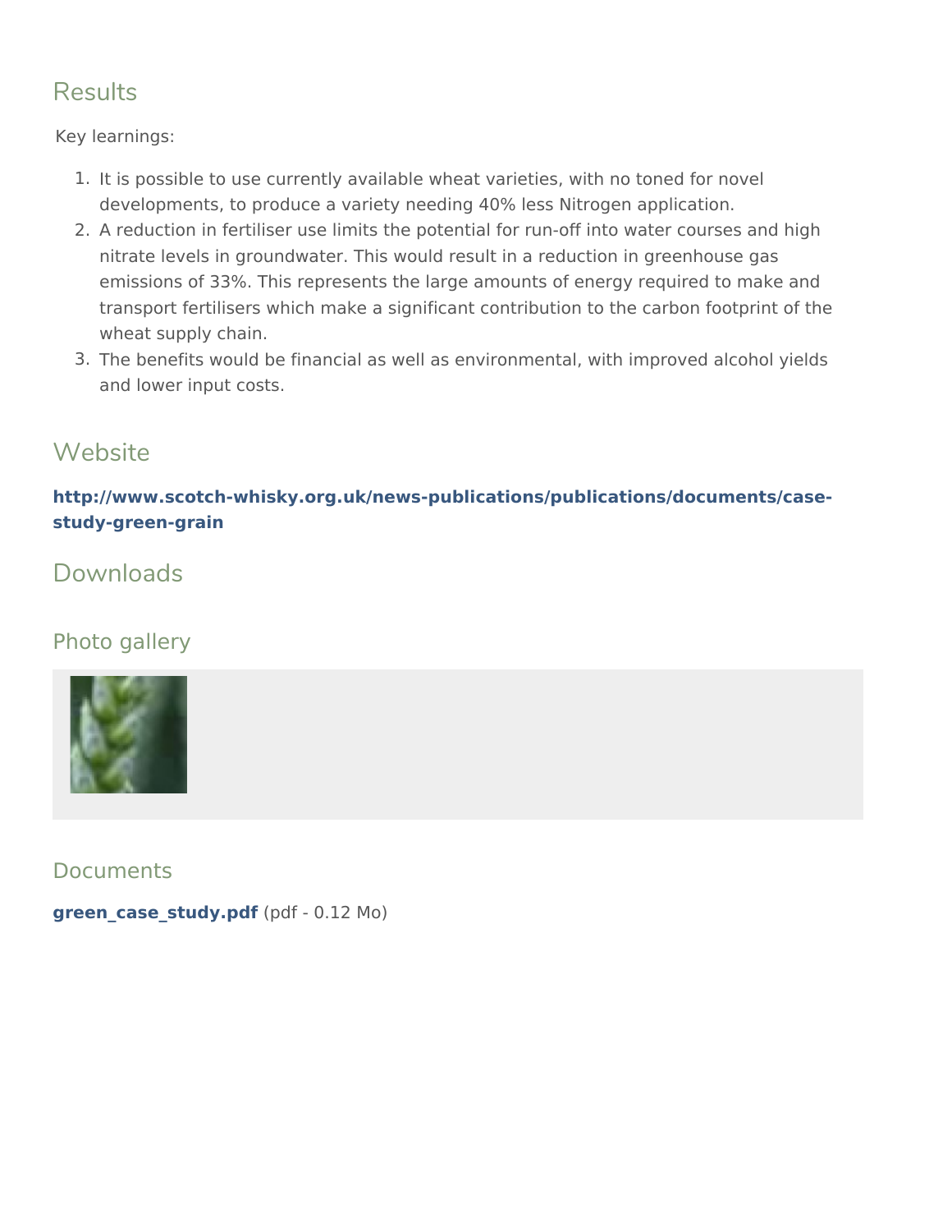## Results

Key learnings:

1. It is possible to use currently available wheat varieties, with no toned for novel developments, to produce a variety needing 40% less Nitrogen application.
2. A reduction in fertiliser use limits the potential for run-off into water courses and high nitrate levels in groundwater. This would result in a reduction in greenhouse gas emissions of 33%. This represents the large amounts of energy required to make and transport fertilisers which make a significant contribution to the carbon footprint of the wheat supply chain.
3. The benefits would be financial as well as environmental, with improved alcohol yields and lower input costs.

## Website

**http://www.scotch-whisky.org.uk/news-publications/publications/documents/case-study-green-grain**

## Downloads

### Photo gallery

### Documents

**green_case_study.pdf** (pdf - 0.12 Mo)